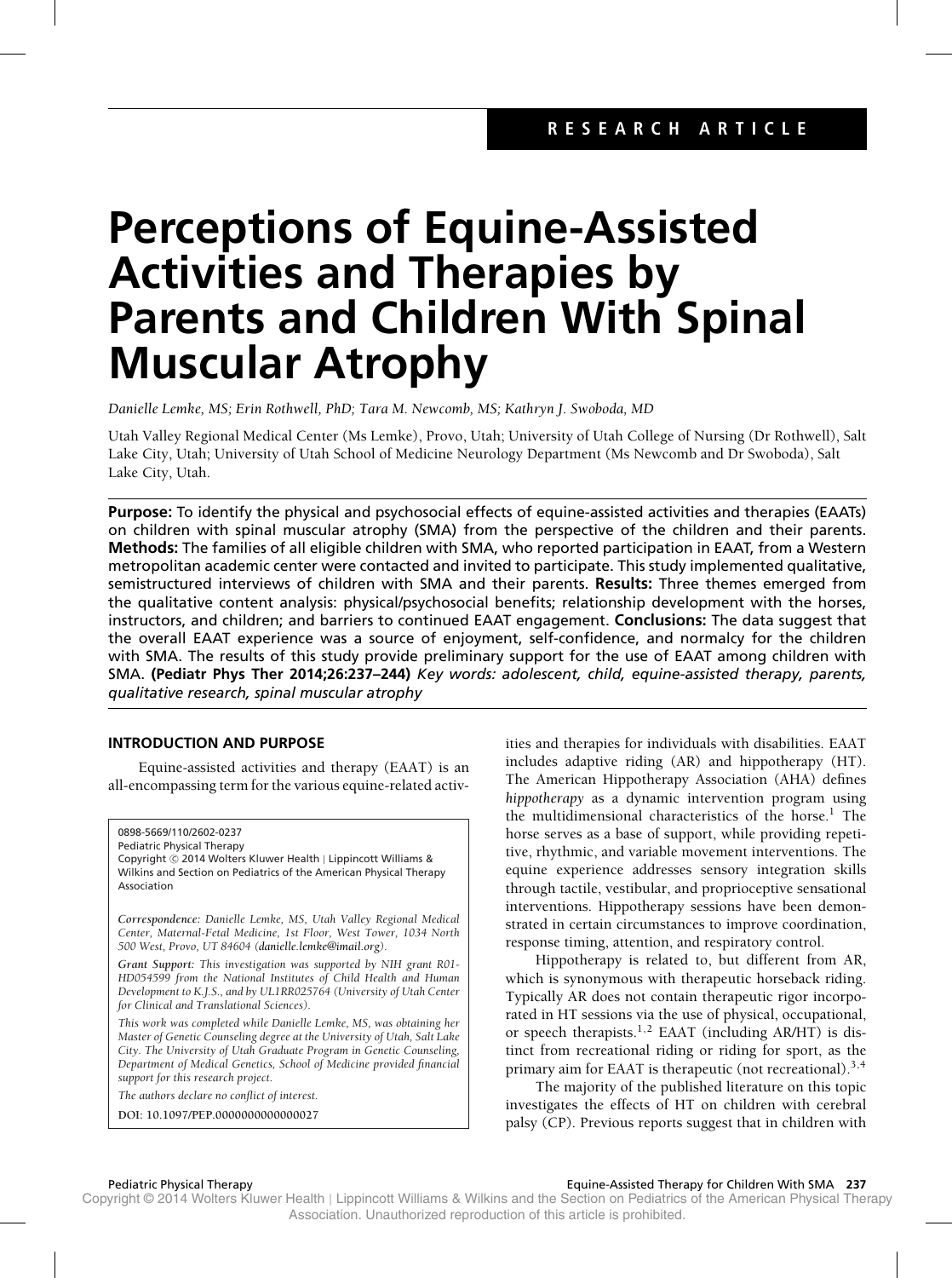RESEARCH ARTICLE

# Perceptions of Equine-Assisted Activities and Therapies by Parents and Children With Spinal Muscular Atrophy

*Danielle Lemke, MS; Erin Rothwell, PhD; Tara M. Newcomb, MS; Kathryn J. Swoboda, MD*

Utah Valley Regional Medical Center (Ms Lemke), Provo, Utah; University of Utah College of Nursing (Dr Rothwell), Salt Lake City, Utah; University of Utah School of Medicine Neurology Department (Ms Newcomb and Dr Swoboda), Salt Lake City, Utah.

**Purpose:** To identify the physical and psychosocial effects of equine-assisted activities and therapies (EAATs) on children with spinal muscular atrophy (SMA) from the perspective of the children and their parents. **Methods:** The families of all eligible children with SMA, who reported participation in EAAT, from a Western metropolitan academic center were contacted and invited to participate. This study implemented qualitative, semistructured interviews of children with SMA and their parents. **Results:** Three themes emerged from the qualitative content analysis: physical/psychosocial benefits; relationship development with the horses, instructors, and children; and barriers to continued EAAT engagement. **Conclusions:** The data suggest that the overall EAAT experience was a source of enjoyment, self-confidence, and normalcy for the children with SMA. The results of this study provide preliminary support for the use of EAAT among children with SMA. **(Pediatr Phys Ther 2014;26:237–244)** *Key words: adolescent, child, equine-assisted therapy, parents, qualitative research, spinal muscular atrophy*

## INTRODUCTION AND PURPOSE

Equine-assisted activities and therapy (EAAT) is an all-encompassing term for the various equine-related activities and therapies for individuals with disabilities. EAAT includes adaptive riding (AR) and hippotherapy (HT). The American Hippotherapy Association (AHA) defines *hippotherapy* as a dynamic intervention program using the multidimensional characteristics of the horse.[1] The horse serves as a base of support, while providing repetitive, rhythmic, and variable movement interventions. The equine experience addresses sensory integration skills through tactile, vestibular, and proprioceptive sensational interventions. Hippotherapy sessions have been demonstrated in certain circumstances to improve coordination, response timing, attention, and respiratory control.

Hippotherapy is related to, but different from AR, which is synonymous with therapeutic horseback riding. Typically AR does not contain therapeutic rigor incorporated in HT sessions via the use of physical, occupational, or speech therapists.[1,2] EAAT (including AR/HT) is distinct from recreational riding or riding for sport, as the primary aim for EAAT is therapeutic (not recreational).[3,4]

The majority of the published literature on this topic investigates the effects of HT on children with cerebral palsy (CP). Previous reports suggest that in children with

---

0898-5669/110/2602-0237
Pediatric Physical Therapy
Copyright © 2014 Wolters Kluwer Health | Lippincott Williams & Wilkins and Section on Pediatrics of the American Physical Therapy Association

*Correspondence: Danielle Lemke, MS, Utah Valley Regional Medical Center, Maternal-Fetal Medicine, 1st Floor, West Tower, 1034 North 500 West, Provo, UT 84604 (danielle.lemke@imail.org).*

*Grant Support: This investigation was supported by NIH grant R01-HD054599 from the National Institutes of Child Health and Human Development to K.J.S., and by UL1RR025764 (University of Utah Center for Clinical and Translational Sciences).*

*This work was completed while Danielle Lemke, MS, was obtaining her Master of Genetic Counseling degree at the University of Utah, Salt Lake City. The University of Utah Graduate Program in Genetic Counseling, Department of Medical Genetics, School of Medicine provided financial support for this research project.*

*The authors declare no conflict of interest.*

DOI: 10.1097/PEP.0000000000000027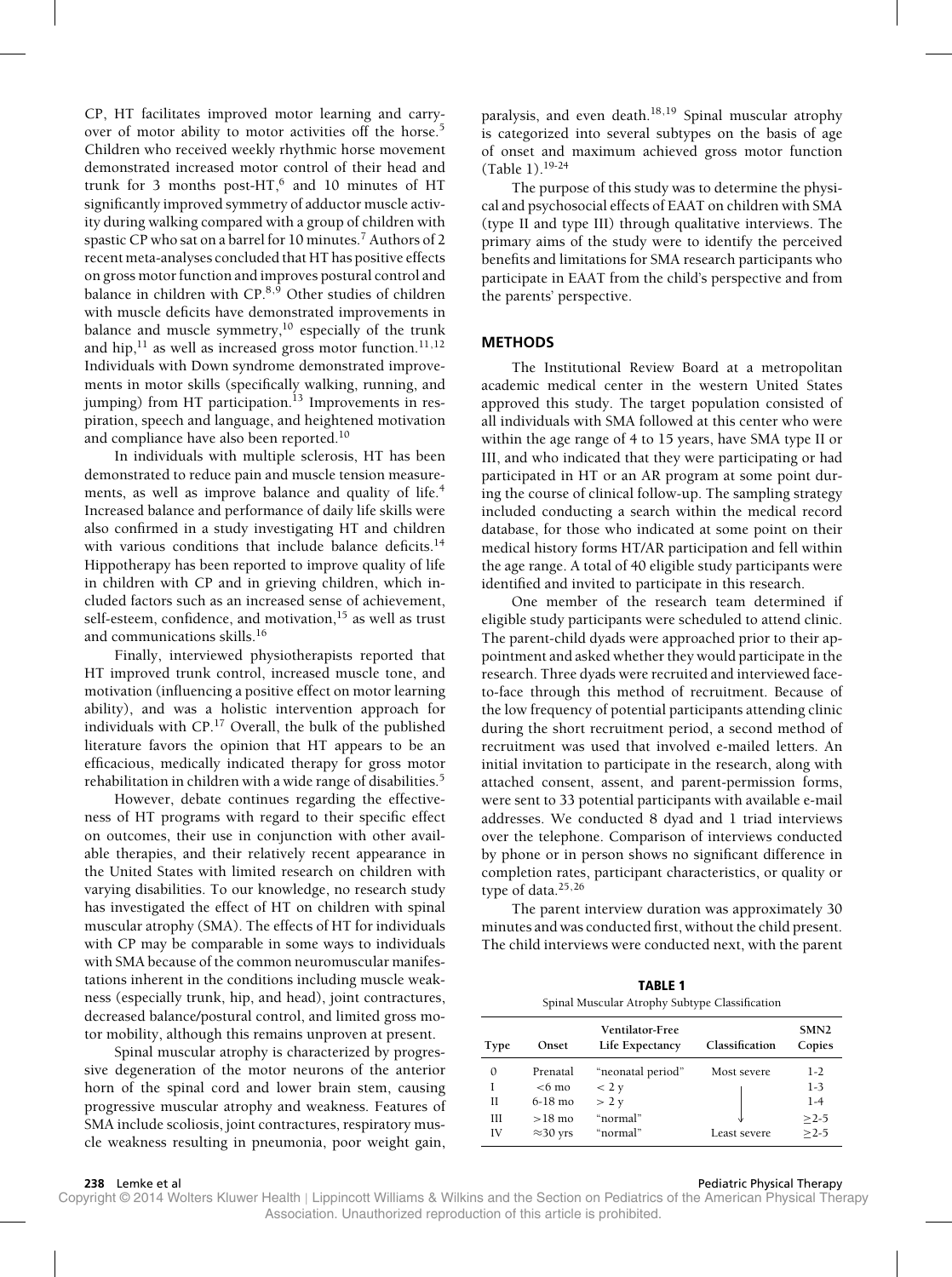CP, HT facilitates improved motor learning and carry-over of motor ability to motor activities off the horse.[5] Children who received weekly rhythmic horse movement demonstrated increased motor control of their head and trunk for 3 months post-HT,[6] and 10 minutes of HT significantly improved symmetry of adductor muscle activity during walking compared with a group of children with spastic CP who sat on a barrel for 10 minutes.[7] Authors of 2 recent meta-analyses concluded that HT has positive effects on gross motor function and improves postural control and balance in children with CP.[8,9] Other studies of children with muscle deficits have demonstrated improvements in balance and muscle symmetry,[10] especially of the trunk and hip,[11] as well as increased gross motor function.[11,12] Individuals with Down syndrome demonstrated improvements in motor skills (specifically walking, running, and jumping) from HT participation.[13] Improvements in respiration, speech and language, and heightened motivation and compliance have also been reported.[10]

In individuals with multiple sclerosis, HT has been demonstrated to reduce pain and muscle tension measurements, as well as improve balance and quality of life.[4] Increased balance and performance of daily life skills were also confirmed in a study investigating HT and children with various conditions that include balance deficits.[14] Hippotherapy has been reported to improve quality of life in children with CP and in grieving children, which included factors such as an increased sense of achievement, self-esteem, confidence, and motivation,[15] as well as trust and communications skills.[16]

Finally, interviewed physiotherapists reported that HT improved trunk control, increased muscle tone, and motivation (influencing a positive effect on motor learning ability), and was a holistic intervention approach for individuals with CP.[17] Overall, the bulk of the published literature favors the opinion that HT appears to be an efficacious, medically indicated therapy for gross motor rehabilitation in children with a wide range of disabilities.[5]

However, debate continues regarding the effectiveness of HT programs with regard to their specific effect on outcomes, their use in conjunction with other available therapies, and their relatively recent appearance in the United States with limited research on children with varying disabilities. To our knowledge, no research study has investigated the effect of HT on children with spinal muscular atrophy (SMA). The effects of HT for individuals with CP may be comparable in some ways to individuals with SMA because of the common neuromuscular manifestations inherent in the conditions including muscle weakness (especially trunk, hip, and head), joint contractures, decreased balance/postural control, and limited gross motor mobility, although this remains unproven at present.

Spinal muscular atrophy is characterized by progressive degeneration of the motor neurons of the anterior horn of the spinal cord and lower brain stem, causing progressive muscular atrophy and weakness. Features of SMA include scoliosis, joint contractures, respiratory muscle weakness resulting in pneumonia, poor weight gain, paralysis, and even death.[18,19] Spinal muscular atrophy is categorized into several subtypes on the basis of age of onset and maximum achieved gross motor function (Table 1).[19-24]

The purpose of this study was to determine the physical and psychosocial effects of EAAT on children with SMA (type II and type III) through qualitative interviews. The primary aims of the study were to identify the perceived benefits and limitations for SMA research participants who participate in EAAT from the child's perspective and from the parents' perspective.

## METHODS

The Institutional Review Board at a metropolitan academic medical center in the western United States approved this study. The target population consisted of all individuals with SMA followed at this center who were within the age range of 4 to 15 years, have SMA type II or III, and who indicated that they were participating or had participated in HT or an AR program at some point during the course of clinical follow-up. The sampling strategy included conducting a search within the medical record database, for those who indicated at some point on their medical history forms HT/AR participation and fell within the age range. A total of 40 eligible study participants were identified and invited to participate in this research.

One member of the research team determined if eligible study participants were scheduled to attend clinic. The parent-child dyads were approached prior to their appointment and asked whether they would participate in the research. Three dyads were recruited and interviewed face-to-face through this method of recruitment. Because of the low frequency of potential participants attending clinic during the short recruitment period, a second method of recruitment was used that involved e-mailed letters. An initial invitation to participate in the research, along with attached consent, assent, and parent-permission forms, were sent to 33 potential participants with available e-mail addresses. We conducted 8 dyad and 1 triad interviews over the telephone. Comparison of interviews conducted by phone or in person shows no significant difference in completion rates, participant characteristics, or quality or type of data.[25,26]

The parent interview duration was approximately 30 minutes and was conducted first, without the child present. The child interviews were conducted next, with the parent

**TABLE 1**
Spinal Muscular Atrophy Subtype Classification

| Type | Onset | Ventilator-Free Life Expectancy | Classification | SMN2 Copies |
|---|---|---|---|---|
| 0 | Prenatal | "neonatal period" | Most severe | 1-2 |
| I | <6 mo | < 2 y | | 1-3 |
| II | 6-18 mo | > 2 y | | 1-4 |
| III | >18 mo | "normal" | ↓ | ≥2-5 |
| IV | ≈30 yrs | "normal" | Least severe | ≥2-5 |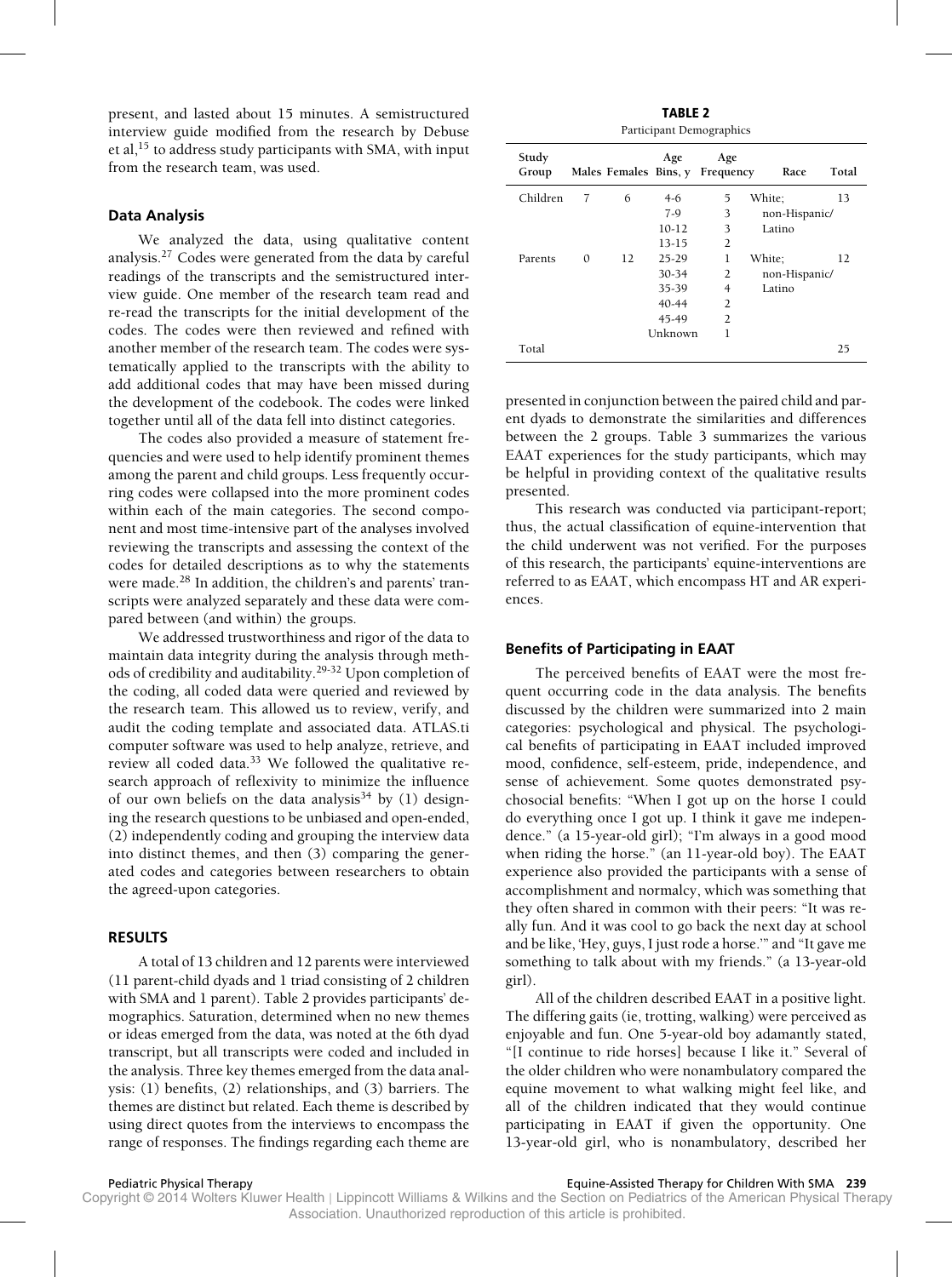present, and lasted about 15 minutes. A semistructured interview guide modified from the research by Debuse et al,[15] to address study participants with SMA, with input from the research team, was used.

### Data Analysis

We analyzed the data, using qualitative content analysis.[27] Codes were generated from the data by careful readings of the transcripts and the semistructured interview guide. One member of the research team read and re-read the transcripts for the initial development of the codes. The codes were then reviewed and refined with another member of the research team. The codes were systematically applied to the transcripts with the ability to add additional codes that may have been missed during the development of the codebook. The codes were linked together until all of the data fell into distinct categories.

The codes also provided a measure of statement frequencies and were used to help identify prominent themes among the parent and child groups. Less frequently occurring codes were collapsed into the more prominent codes within each of the main categories. The second component and most time-intensive part of the analyses involved reviewing the transcripts and assessing the context of the codes for detailed descriptions as to why the statements were made.[28] In addition, the children's and parents' transcripts were analyzed separately and these data were compared between (and within) the groups.

We addressed trustworthiness and rigor of the data to maintain data integrity during the analysis through methods of credibility and auditability.[29-32] Upon completion of the coding, all coded data were queried and reviewed by the research team. This allowed us to review, verify, and audit the coding template and associated data. ATLAS.ti computer software was used to help analyze, retrieve, and review all coded data.[33] We followed the qualitative research approach of reflexivity to minimize the influence of our own beliefs on the data analysis[34] by (1) designing the research questions to be unbiased and open-ended, (2) independently coding and grouping the interview data into distinct themes, and then (3) comparing the generated codes and categories between researchers to obtain the agreed-upon categories.

## RESULTS

A total of 13 children and 12 parents were interviewed (11 parent-child dyads and 1 triad consisting of 2 children with SMA and 1 parent). Table 2 provides participants' demographics. Saturation, determined when no new themes or ideas emerged from the data, was noted at the 6th dyad transcript, but all transcripts were coded and included in the analysis. Three key themes emerged from the data analysis: (1) benefits, (2) relationships, and (3) barriers. The themes are distinct but related. Each theme is described by using direct quotes from the interviews to encompass the range of responses. The findings regarding each theme are presented in conjunction between the paired child and parent dyads to demonstrate the similarities and differences between the 2 groups. Table 3 summarizes the various EAAT experiences for the study participants, which may be helpful in providing context of the qualitative results presented.

**TABLE 2**
Participant Demographics

| Study Group | Males | Females | Age Bins, y | Age Frequency | Race | Total |
|---|---|---|---|---|---|---|
| Children | 7 | 6 | 4-6 | 5 | White; non-Hispanic/Latino | 13 |
| | | | 7-9 | 3 | | |
| | | | 10-12 | 3 | | |
| | | | 13-15 | 2 | | |
| Parents | 0 | 12 | 25-29 | 1 | White; non-Hispanic/Latino | 12 |
| | | | 30-34 | 2 | | |
| | | | 35-39 | 4 | | |
| | | | 40-44 | 2 | | |
| | | | 45-49 | 2 | | |
| | | | Unknown | 1 | | |
| Total | | | | | | 25 |

This research was conducted via participant-report; thus, the actual classification of equine-intervention that the child underwent was not verified. For the purposes of this research, the participants' equine-interventions are referred to as EAAT, which encompass HT and AR experiences.

### Benefits of Participating in EAAT

The perceived benefits of EAAT were the most frequent occurring code in the data analysis. The benefits discussed by the children were summarized into 2 main categories: psychological and physical. The psychological benefits of participating in EAAT included improved mood, confidence, self-esteem, pride, independence, and sense of achievement. Some quotes demonstrated psychosocial benefits: "When I got up on the horse I could do everything once I got up. I think it gave me independence." (a 15-year-old girl); "I'm always in a good mood when riding the horse." (an 11-year-old boy). The EAAT experience also provided the participants with a sense of accomplishment and normalcy, which was something that they often shared in common with their peers: "It was really fun. And it was cool to go back the next day at school and be like, 'Hey, guys, I just rode a horse.'" and "It gave me something to talk about with my friends." (a 13-year-old girl).

All of the children described EAAT in a positive light. The differing gaits (ie, trotting, walking) were perceived as enjoyable and fun. One 5-year-old boy adamantly stated, "[I continue to ride horses] because I like it." Several of the older children who were nonambulatory compared the equine movement to what walking might feel like, and all of the children indicated that they would continue participating in EAAT if given the opportunity. One 13-year-old girl, who is nonambulatory, described her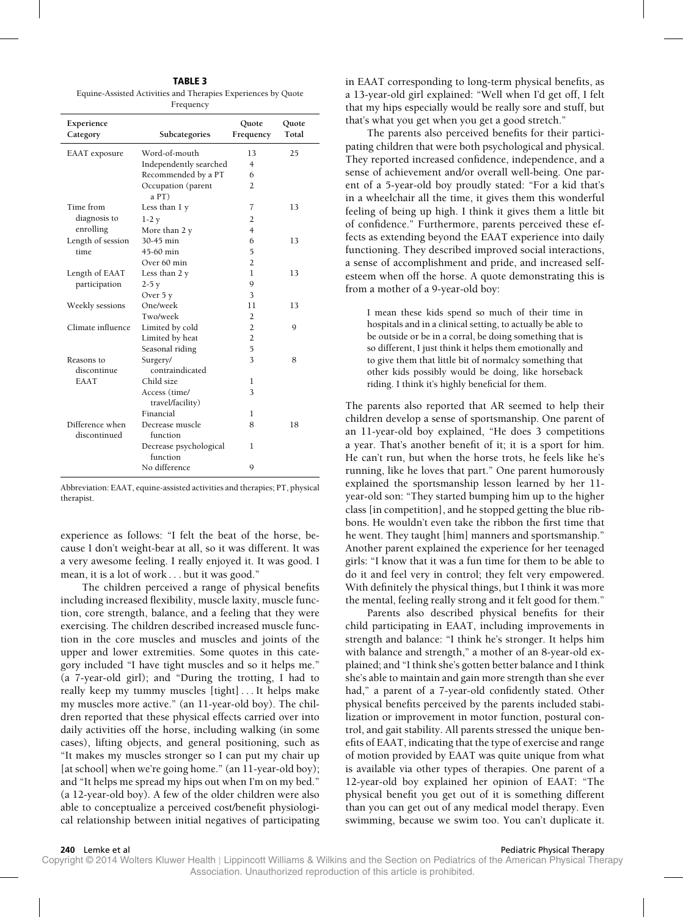**TABLE 3**

Equine-Assisted Activities and Therapies Experiences by Quote Frequency

| Experience Category | Subcategories | Quote Frequency | Quote Total |
|---|---|---|---|
| EAAT exposure | Word-of-mouth | 13 | 25 |
| | Independently searched | 4 | |
| | Recommended by a PT | 6 | |
| | Occupation (parent a PT) | 2 | |
| Time from diagnosis to enrolling | Less than 1 y | 7 | 13 |
| | 1-2 y | 2 | |
| | More than 2 y | 4 | |
| Length of session time | 30-45 min | 6 | 13 |
| | 45-60 min | 5 | |
| | Over 60 min | 2 | |
| Length of EAAT participation | Less than 2 y | 1 | 13 |
| | 2-5 y | 9 | |
| | Over 5 y | 3 | |
| Weekly sessions | One/week | 11 | 13 |
| | Two/week | 2 | |
| Climate influence | Limited by cold | 2 | 9 |
| | Limited by heat | 2 | |
| | Seasonal riding | 5 | |
| Reasons to discontinue EAAT | Surgery/contraindicated | 3 | 8 |
| | Child size | 1 | |
| | Access (time/travel/facility) | 3 | |
| | Financial | 1 | |
| Difference when discontinued | Decrease muscle function | 8 | 18 |
| | Decrease psychological function | 1 | |
| | No difference | 9 | |

Abbreviation: EAAT, equine-assisted activities and therapies; PT, physical therapist.

experience as follows: "I felt the beat of the horse, because I don't weight-bear at all, so it was different. It was a very awesome feeling. I really enjoyed it. It was good. I mean, it is a lot of work . . . but it was good."

The children perceived a range of physical benefits including increased flexibility, muscle laxity, muscle function, core strength, balance, and a feeling that they were exercising. The children described increased muscle function in the core muscles and muscles and joints of the upper and lower extremities. Some quotes in this category included "I have tight muscles and so it helps me." (a 7-year-old girl); and "During the trotting, I had to really keep my tummy muscles [tight] . . . It helps make my muscles more active." (an 11-year-old boy). The children reported that these physical effects carried over into daily activities off the horse, including walking (in some cases), lifting objects, and general positioning, such as "It makes my muscles stronger so I can put my chair up [at school] when we're going home." (an 11-year-old boy); and "It helps me spread my hips out when I'm on my bed." (a 12-year-old boy). A few of the older children were also able to conceptualize a perceived cost/benefit physiological relationship between initial negatives of participating in EAAT corresponding to long-term physical benefits, as a 13-year-old girl explained: "Well when I'd get off, I felt that my hips especially would be really sore and stuff, but that's what you get when you get a good stretch."

The parents also perceived benefits for their participating children that were both psychological and physical. They reported increased confidence, independence, and a sense of achievement and/or overall well-being. One parent of a 5-year-old boy proudly stated: "For a kid that's in a wheelchair all the time, it gives them this wonderful feeling of being up high. I think it gives them a little bit of confidence." Furthermore, parents perceived these effects as extending beyond the EAAT experience into daily functioning. They described improved social interactions, a sense of accomplishment and pride, and increased self-esteem when off the horse. A quote demonstrating this is from a mother of a 9-year-old boy:

> I mean these kids spend so much of their time in hospitals and in a clinical setting, to actually be able to be outside or be in a corral, be doing something that is so different, I just think it helps them emotionally and to give them that little bit of normalcy something that other kids possibly would be doing, like horseback riding. I think it's highly beneficial for them.

The parents also reported that AR seemed to help their children develop a sense of sportsmanship. One parent of an 11-year-old boy explained, "He does 3 competitions a year. That's another benefit of it; it is a sport for him. He can't run, but when the horse trots, he feels like he's running, like he loves that part." One parent humorously explained the sportsmanship lesson learned by her 11-year-old son: "They started bumping him up to the higher class [in competition], and he stopped getting the blue ribbons. He wouldn't even take the ribbon the first time that he went. They taught [him] manners and sportsmanship." Another parent explained the experience for her teenaged girls: "I know that it was a fun time for them to be able to do it and feel very in control; they felt very empowered. With definitely the physical things, but I think it was more the mental, feeling really strong and it felt good for them."

Parents also described physical benefits for their child participating in EAAT, including improvements in strength and balance: "I think he's stronger. It helps him with balance and strength," a mother of an 8-year-old explained; and "I think she's gotten better balance and I think she's able to maintain and gain more strength than she ever had," a parent of a 7-year-old confidently stated. Other physical benefits perceived by the parents included stabilization or improvement in motor function, postural control, and gait stability. All parents stressed the unique benefits of EAAT, indicating that the type of exercise and range of motion provided by EAAT was quite unique from what is available via other types of therapies. One parent of a 12-year-old boy explained her opinion of EAAT: "The physical benefit you get out of it is something different than you can get out of any medical model therapy. Even swimming, because we swim too. You can't duplicate it.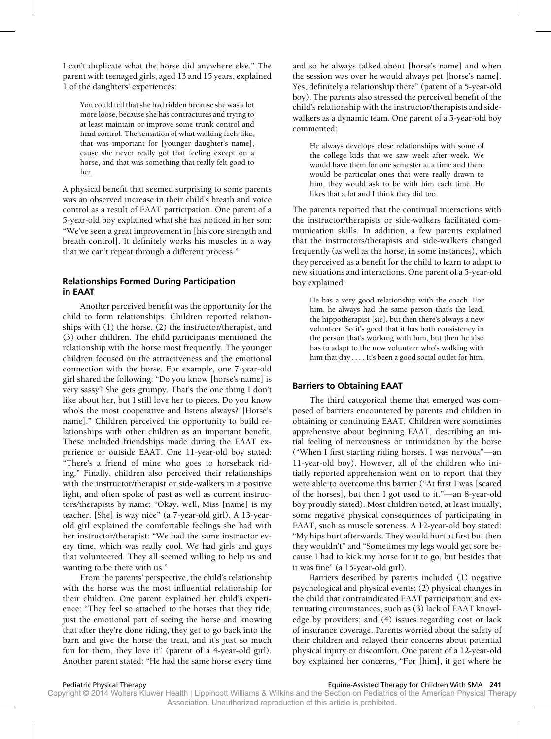I can't duplicate what the horse did anywhere else." The parent with teenaged girls, aged 13 and 15 years, explained 1 of the daughters' experiences:

> You could tell that she had ridden because she was a lot more loose, because she has contractures and trying to at least maintain or improve some trunk control and head control. The sensation of what walking feels like, that was important for [younger daughter's name], cause she never really got that feeling except on a horse, and that was something that really felt good to her.

A physical benefit that seemed surprising to some parents was an observed increase in their child's breath and voice control as a result of EAAT participation. One parent of a 5-year-old boy explained what she has noticed in her son: "We've seen a great improvement in [his core strength and breath control]. It definitely works his muscles in a way that we can't repeat through a different process."

### Relationships Formed During Participation in EAAT

Another perceived benefit was the opportunity for the child to form relationships. Children reported relationships with (1) the horse, (2) the instructor/therapist, and (3) other children. The child participants mentioned the relationship with the horse most frequently. The younger children focused on the attractiveness and the emotional connection with the horse. For example, one 7-year-old girl shared the following: "Do you know [horse's name] is very sassy? She gets grumpy. That's the one thing I don't like about her, but I still love her to pieces. Do you know who's the most cooperative and listens always? [Horse's name]." Children perceived the opportunity to build relationships with other children as an important benefit. These included friendships made during the EAAT experience or outside EAAT. One 11-year-old boy stated: "There's a friend of mine who goes to horseback riding." Finally, children also perceived their relationships with the instructor/therapist or side-walkers in a positive light, and often spoke of past as well as current instructors/therapists by name; "Okay, well, Miss [name] is my teacher. [She] is way nice" (a 7-year-old girl). A 13-year-old girl explained the comfortable feelings she had with her instructor/therapist: "We had the same instructor every time, which was really cool. We had girls and guys that volunteered. They all seemed willing to help us and wanting to be there with us."

From the parents' perspective, the child's relationship with the horse was the most influential relationship for their children. One parent explained her child's experience: "They feel so attached to the horses that they ride, just the emotional part of seeing the horse and knowing that after they're done riding, they get to go back into the barn and give the horse the treat, and it's just so much fun for them, they love it" (parent of a 4-year-old girl). Another parent stated: "He had the same horse every time and so he always talked about [horse's name] and when the session was over he would always pet [horse's name]. Yes, definitely a relationship there" (parent of a 5-year-old boy). The parents also stressed the perceived benefit of the child's relationship with the instructor/therapists and side-walkers as a dynamic team. One parent of a 5-year-old boy commented:

> He always develops close relationships with some of the college kids that we saw week after week. We would have them for one semester at a time and there would be particular ones that were really drawn to him, they would ask to be with him each time. He likes that a lot and I think they did too.

The parents reported that the continual interactions with the instructor/therapists or side-walkers facilitated communication skills. In addition, a few parents explained that the instructors/therapists and side-walkers changed frequently (as well as the horse, in some instances), which they perceived as a benefit for the child to learn to adapt to new situations and interactions. One parent of a 5-year-old boy explained:

> He has a very good relationship with the coach. For him, he always had the same person that's the lead, the hippotherapist [*sic*], but then there's always a new volunteer. So it's good that it has both consistency in the person that's working with him, but then he also has to adapt to the new volunteer who's walking with him that day . . . . It's been a good social outlet for him.

### Barriers to Obtaining EAAT

The third categorical theme that emerged was composed of barriers encountered by parents and children in obtaining or continuing EAAT. Children were sometimes apprehensive about beginning EAAT, describing an initial feeling of nervousness or intimidation by the horse ("When I first starting riding horses, I was nervous"—an 11-year-old boy). However, all of the children who initially reported apprehension went on to report that they were able to overcome this barrier ("At first I was [scared of the horses], but then I got used to it."—an 8-year-old boy proudly stated). Most children noted, at least initially, some negative physical consequences of participating in EAAT, such as muscle soreness. A 12-year-old boy stated: "My hips hurt afterwards. They would hurt at first but then they wouldn't" and "Sometimes my legs would get sore because I had to kick my horse for it to go, but besides that it was fine" (a 15-year-old girl).

Barriers described by parents included (1) negative psychological and physical events; (2) physical changes in the child that contraindicated EAAT participation; and extenuating circumstances, such as (3) lack of EAAT knowledge by providers; and (4) issues regarding cost or lack of insurance coverage. Parents worried about the safety of their children and relayed their concerns about potential physical injury or discomfort. One parent of a 12-year-old boy explained her concerns, "For [him], it got where he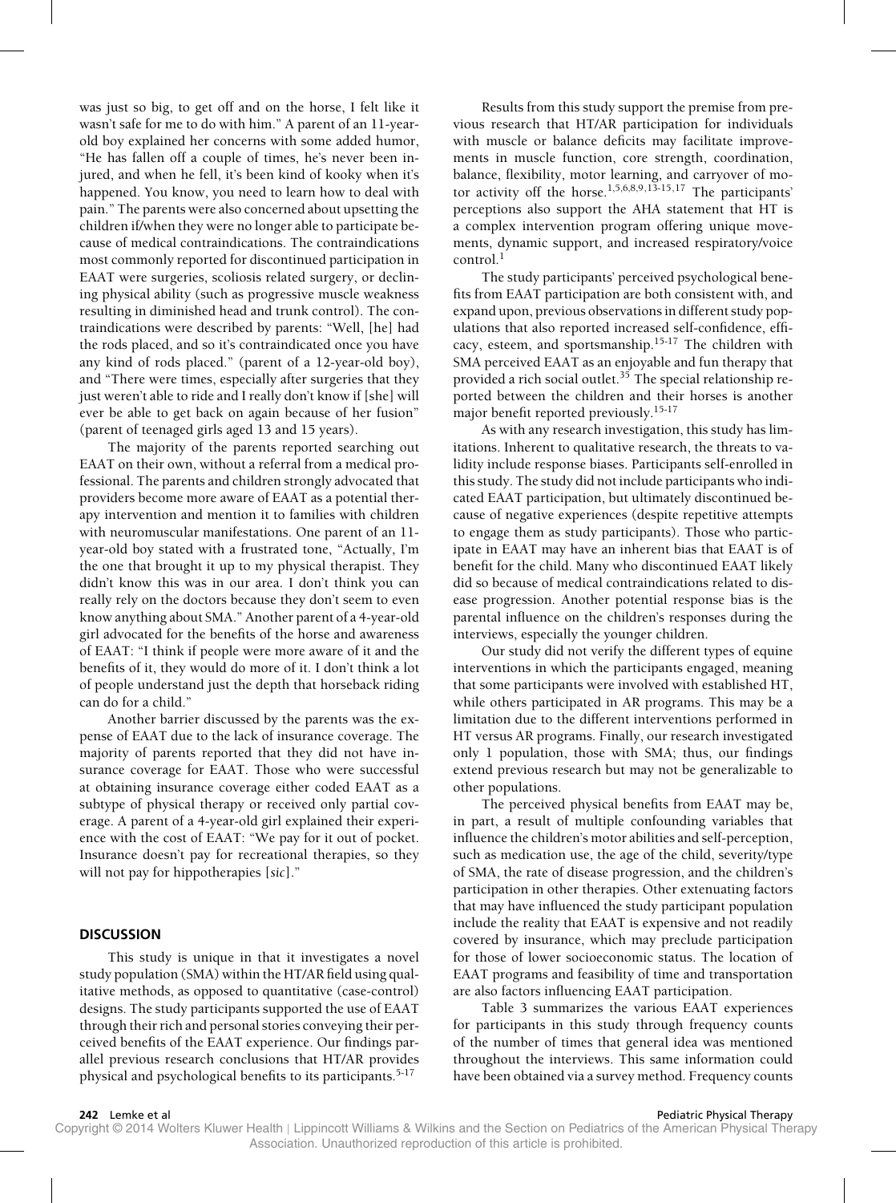was just so big, to get off and on the horse, I felt like it wasn't safe for me to do with him." A parent of an 11-year-old boy explained her concerns with some added humor, "He has fallen off a couple of times, he's never been injured, and when he fell, it's been kind of kooky when it's happened. You know, you need to learn how to deal with pain." The parents were also concerned about upsetting the children if/when they were no longer able to participate because of medical contraindications. The contraindications most commonly reported for discontinued participation in EAAT were surgeries, scoliosis related surgery, or declining physical ability (such as progressive muscle weakness resulting in diminished head and trunk control). The contraindications were described by parents: "Well, [he] had the rods placed, and so it's contraindicated once you have any kind of rods placed." (parent of a 12-year-old boy), and "There were times, especially after surgeries that they just weren't able to ride and I really don't know if [she] will ever be able to get back on again because of her fusion" (parent of teenaged girls aged 13 and 15 years).

The majority of the parents reported searching out EAAT on their own, without a referral from a medical professional. The parents and children strongly advocated that providers become more aware of EAAT as a potential therapy intervention and mention it to families with children with neuromuscular manifestations. One parent of an 11-year-old boy stated with a frustrated tone, "Actually, I'm the one that brought it up to my physical therapist. They didn't know this was in our area. I don't think you can really rely on the doctors because they don't seem to even know anything about SMA." Another parent of a 4-year-old girl advocated for the benefits of the horse and awareness of EAT: "I think if people were more aware of it and the benefits of it, they would do more of it. I don't think a lot of people understand just the depth that horseback riding can do for a child."

Another barrier discussed by the parents was the expense of EAAT due to the lack of insurance coverage. The majority of parents reported that they did not have insurance coverage for EAAT. Those who were successful at obtaining insurance coverage either coded EAAT as a subtype of physical therapy or received only partial coverage. A parent of a 4-year-old girl explained their experience with the cost of EAAT: "We pay for it out of pocket. Insurance doesn't pay for recreational therapies, so they will not pay for hippotherapies [*sic*]."

## DISCUSSION

This study is unique in that it investigates a novel study population (SMA) within the HT/AR field using qualitative methods, as opposed to quantitative (case-control) designs. The study participants supported the use of EAAT through their rich and personal stories conveying their perceived benefits of the EAAT experience. Our findings parallel previous research conclusions that HT/AR provides physical and psychological benefits to its participants.[5-17]

Results from this study support the premise from previous research that HT/AR participation for individuals with muscle or balance deficits may facilitate improvements in muscle function, core strength, coordination, balance, flexibility, motor learning, and carryover of motor activity off the horse.[1,5,6,8,9,13-15,17] The participants' perceptions also support the AHA statement that HT is a complex intervention program offering unique movements, dynamic support, and increased respiratory/voice control.[1]

The study participants' perceived psychological benefits from EAAT participation are both consistent with, and expand upon, previous observations in different study populations that also reported increased self-confidence, efficacy, esteem, and sportsmanship.[15-17] The children with SMA perceived EAAT as an enjoyable and fun therapy that provided a rich social outlet.[35] The special relationship reported between the children and their horses is another major benefit reported previously.[15-17]

As with any research investigation, this study has limitations. Inherent to qualitative research, the threats to validity include response biases. Participants self-enrolled in this study. The study did not include participants who indicated EAAT participation, but ultimately discontinued because of negative experiences (despite repetitive attempts to engage them as study participants). Those who participate in EAAT may have an inherent bias that EAAT is of benefit for the child. Many who discontinued EAAT likely did so because of medical contraindications related to disease progression. Another potential response bias is the parental influence on the children's responses during the interviews, especially the younger children.

Our study did not verify the different types of equine interventions in which the participants engaged, meaning that some participants were involved with established HT, while others participated in AR programs. This may be a limitation due to the different interventions performed in HT versus AR programs. Finally, our research investigated only 1 population, those with SMA; thus, our findings extend previous research but may not be generalizable to other populations.

The perceived physical benefits from EAAT may be, in part, a result of multiple confounding variables that influence the children's motor abilities and self-perception, such as medication use, the age of the child, severity/type of SMA, the rate of disease progression, and the children's participation in other therapies. Other extenuating factors that may have influenced the study participant population include the reality that EAAT is expensive and not readily covered by insurance, which may preclude participation for those of lower socioeconomic status. The location of EAAT programs and feasibility of time and transportation are also factors influencing EAAT participation.

Table 3 summarizes the various EAAT experiences for participants in this study through frequency counts of the number of times that general idea was mentioned throughout the interviews. This same information could have been obtained via a survey method. Frequency counts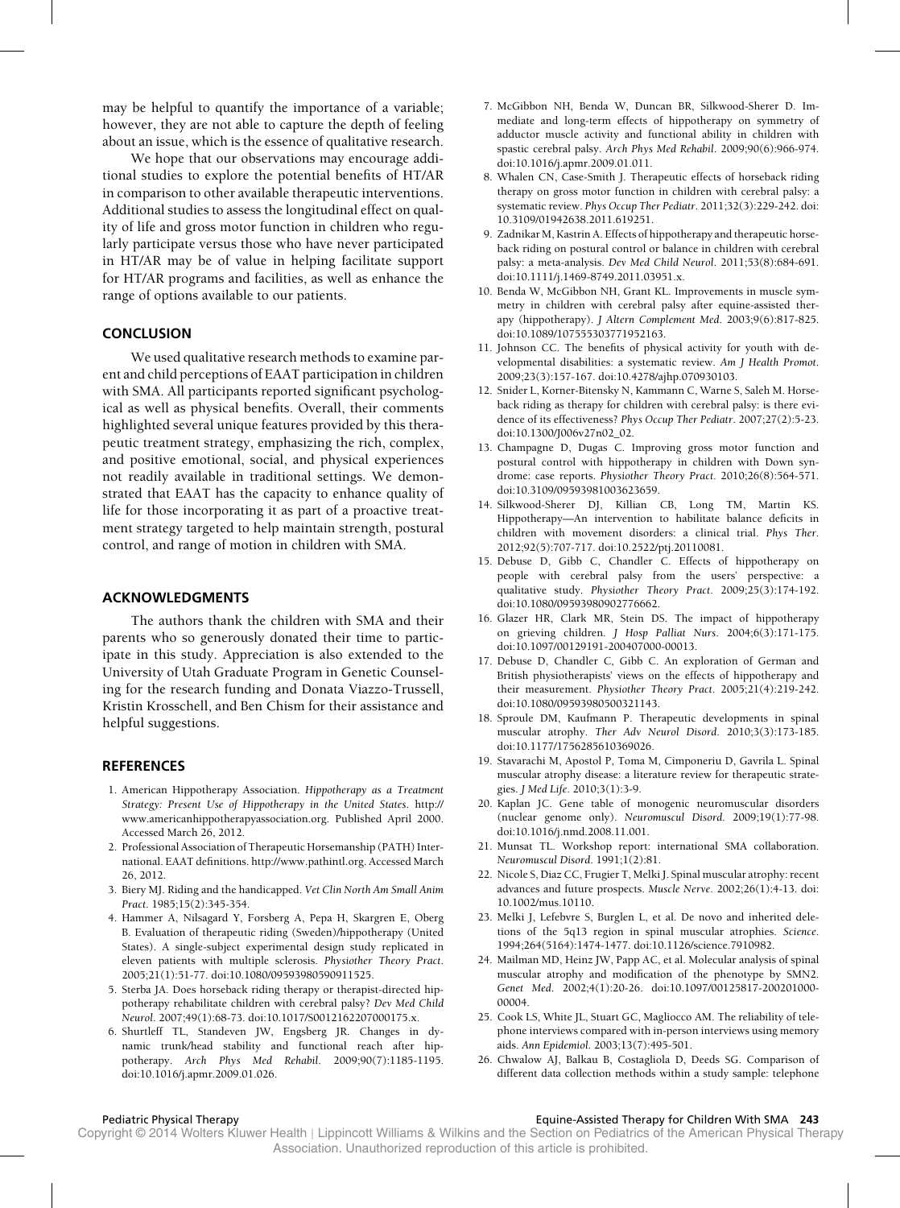may be helpful to quantify the importance of a variable; however, they are not able to capture the depth of feeling about an issue, which is the essence of qualitative research.

We hope that our observations may encourage additional studies to explore the potential benefits of HT/AR in comparison to other available therapeutic interventions. Additional studies to assess the longitudinal effect on quality of life and gross motor function in children who regularly participate versus those who have never participated in HT/AR may be of value in helping facilitate support for HT/AR programs and facilities, as well as enhance the range of options available to our patients.

## CONCLUSION

We used qualitative research methods to examine parent and child perceptions of EAAT participation in children with SMA. All participants reported significant psychological as well as physical benefits. Overall, their comments highlighted several unique features provided by this therapeutic treatment strategy, emphasizing the rich, complex, and positive emotional, social, and physical experiences not readily available in traditional settings. We demonstrated that EAAT has the capacity to enhance quality of life for those incorporating it as part of a proactive treatment strategy targeted to help maintain strength, postural control, and range of motion in children with SMA.

## ACKNOWLEDGMENTS

The authors thank the children with SMA and their parents who so generously donated their time to participate in this study. Appreciation is also extended to the University of Utah Graduate Program in Genetic Counseling for the research funding and Donata Viazzo-Trussell, Kristin Krosschell, and Ben Chism for their assistance and helpful suggestions.

## REFERENCES

1. American Hippotherapy Association. *Hippotherapy as a Treatment Strategy: Present Use of Hippotherapy in the United States*. http://www.americanhippotherapyassociation.org. Published April 2000. Accessed March 26, 2012.
2. Professional Association of Therapeutic Horsemanship (PATH) International. EAAT definitions. http://www.pathintl.org. Accessed March 26, 2012.
3. Biery MJ. Riding and the handicapped. *Vet Clin North Am Small Anim Pract*. 1985;15(2):345-354.
4. Hammer A, Nilsagard Y, Forsberg A, Pepa H, Skargren E, Oberg B. Evaluation of therapeutic riding (Sweden)/hippotherapy (United States). A single-subject experimental design study replicated in eleven patients with multiple sclerosis. *Physiother Theory Pract*. 2005;21(1):51-77. doi:10.1080/09593980590911525.
5. Sterba JA. Does horseback riding therapy or therapist-directed hippotherapy rehabilitate children with cerebral palsy? *Dev Med Child Neurol*. 2007;49(1):68-73. doi:10.1017/S0012162207000175.x.
6. Shurtleff TL, Standeven JW, Engsberg JR. Changes in dynamic trunk/head stability and functional reach after hippotherapy. *Arch Phys Med Rehabil*. 2009;90(7):1185-1195. doi:10.1016/j.apmr.2009.01.026.
7. McGibbon NH, Benda W, Duncan BR, Silkwood-Sherer D. Immediate and long-term effects of hippotherapy on symmetry of adductor muscle activity and functional ability in children with spastic cerebral palsy. *Arch Phys Med Rehabil*. 2009;90(6):966-974. doi:10.1016/j.apmr.2009.01.011.
8. Whalen CN, Case-Smith J. Therapeutic effects of horseback riding therapy on gross motor function in children with cerebral palsy: a systematic review. *Phys Occup Ther Pediatr*. 2011;32(3):229-242. doi: 10.3109/01942638.2011.619251.
9. Zadnikar M, Kastrin A. Effects of hippotherapy and therapeutic horseback riding on postural control or balance in children with cerebral palsy: a meta-analysis. *Dev Med Child Neurol*. 2011;53(8):684-691. doi:10.1111/j.1469-8749.2011.03951.x.
10. Benda W, McGibbon NH, Grant KL. Improvements in muscle symmetry in children with cerebral palsy after equine-assisted therapy (hippotherapy). *J Altern Complement Med*. 2003;9(6):817-825. doi:10.1089/107555303771952163.
11. Johnson CC. The benefits of physical activity for youth with developmental disabilities: a systematic review. *Am J Health Promot*. 2009;23(3):157-167. doi:10.4278/ajhp.070930103.
12. Snider L, Korner-Bitensky N, Kammann C, Warne S, Saleh M. Horseback riding as therapy for children with cerebral palsy: is there evidence of its effectiveness? *Phys Occup Ther Pediatr*. 2007;27(2):5-23. doi:10.1300/J006v27n02_02.
13. Champagne D, Dugas C. Improving gross motor function and postural control with hippotherapy in children with Down syndrome: case reports. *Physiother Theory Pract*. 2010;26(8):564-571. doi:10.3109/09593981003623659.
14. Silkwood-Sherer DJ, Killian CB, Long TM, Martin KS. Hippotherapy—An intervention to habilitate balance deficits in children with movement disorders: a clinical trial. *Phys Ther*. 2012;92(5):707-717. doi:10.2522/ptj.20110081.
15. Debuse D, Gibb C, Chandler C. Effects of hippotherapy on people with cerebral palsy from the users' perspective: a qualitative study. *Physiother Theory Pract*. 2009;25(3):174-192. doi:10.1080/09593980902776662.
16. Glazer HR, Clark MR, Stein DS. The impact of hippotherapy on grieving children. *J Hosp Palliat Nurs*. 2004;6(3):171-175. doi:10.1097/00129191-200407000-00013.
17. Debuse D, Chandler C, Gibb C. An exploration of German and British physiotherapists' views on the effects of hippotherapy and their measurement. *Physiother Theory Pract*. 2005;21(4):219-242. doi:10.1080/09593980500321143.
18. Sproule DM, Kaufmann P. Therapeutic developments in spinal muscular atrophy. *Ther Adv Neurol Disord*. 2010;3(3):173-185. doi:10.1177/1756285610369026.
19. Stavarachi M, Apostol P, Toma M, Cimponeriu D, Gavrila L. Spinal muscular atrophy disease: a literature review for therapeutic strategies. *J Med Life*. 2010;3(1):3-9.
20. Kaplan JC. Gene table of monogenic neuromuscular disorders (nuclear genome only). *Neuromuscul Disord*. 2009;19(1):77-98. doi:10.1016/j.nmd.2008.11.001.
21. Munsat TL. Workshop report: international SMA collaboration. *Neuromuscul Disord*. 1991;1(2):81.
22. Nicole S, Diaz CC, Frugier T, Melki J. Spinal muscular atrophy: recent advances and future prospects. *Muscle Nerve*. 2002;26(1):4-13. doi: 10.1002/mus.10110.
23. Melki J, Lefebvre S, Burglen L, et al. De novo and inherited deletions of the 5q13 region in spinal muscular atrophies. *Science*. 1994;264(5164):1474-1477. doi:10.1126/science.7910982.
24. Mailman MD, Heinz JW, Papp AC, et al. Molecular analysis of spinal muscular atrophy and modification of the phenotype by SMN2. *Genet Med*. 2002;4(1):20-26. doi:10.1097/00125817-200201000-00004.
25. Cook LS, White JL, Stuart GC, Magliocco AM. The reliability of telephone interviews compared with in-person interviews using memory aids. *Ann Epidemiol*. 2003;13(7):495-501.
26. Chwalow AJ, Balkau B, Costagliola D, Deeds SG. Comparison of different data collection methods within a study sample: telephone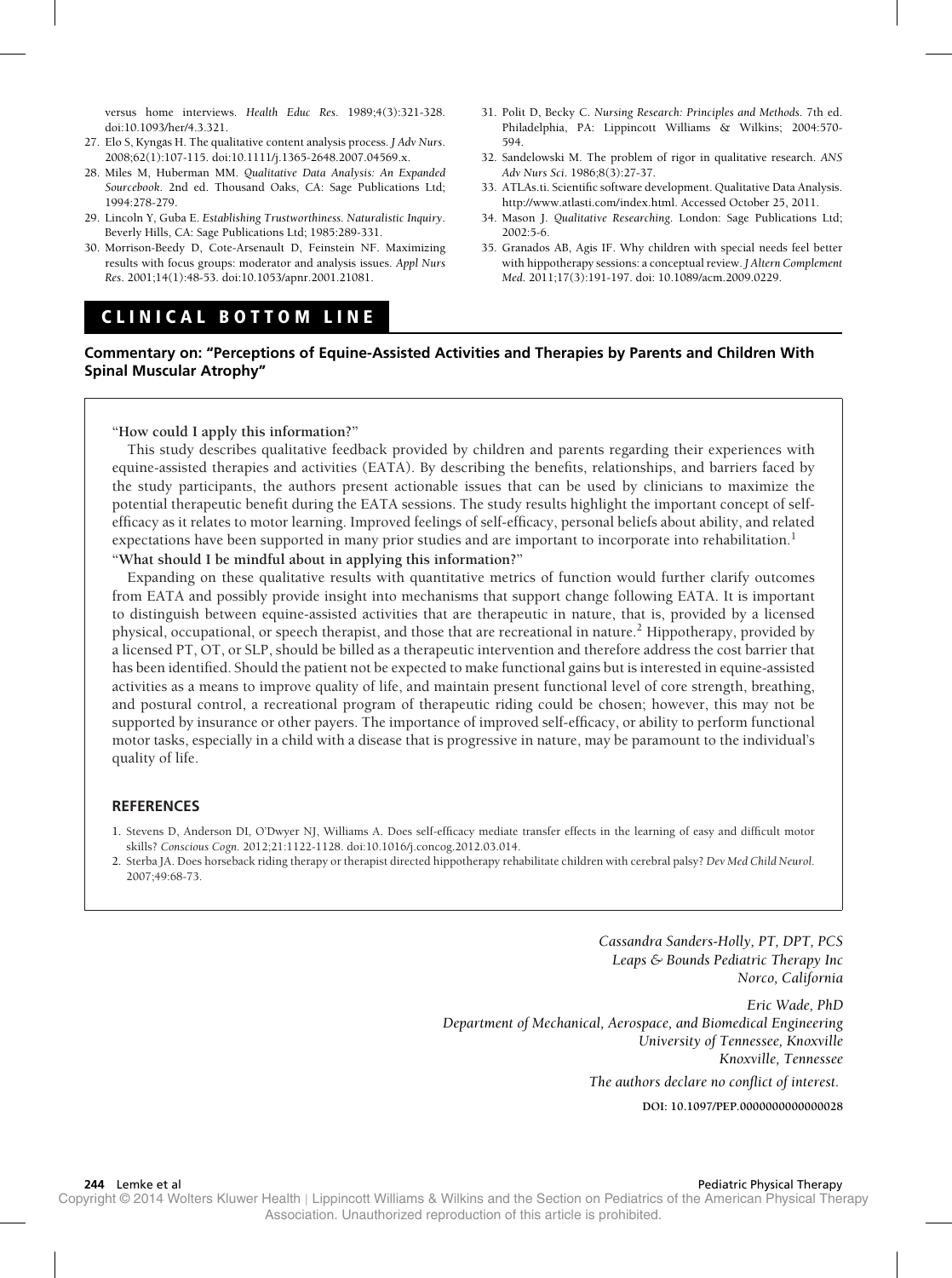versus home interviews. *Health Educ Res*. 1989;4(3):321-328. doi:10.1093/her/4.3.321.

27. Elo S, Kyngäs H. The qualitative content analysis process. *J Adv Nurs*. 2008;62(1):107-115. doi:10.1111/j.1365-2648.2007.04569.x.
28. Miles M, Huberman MM. *Qualitative Data Analysis: An Expanded Sourcebook*. 2nd ed. Thousand Oaks, CA: Sage Publications Ltd; 1994:278-279.
29. Lincoln Y, Guba E. *Establishing Trustworthiness. Naturalistic Inquiry*. Beverly Hills, CA: Sage Publications Ltd; 1985:289-331.
30. Morrison-Beedy D, Cote-Arsenault D, Feinstein NF. Maximizing results with focus groups: moderator and analysis issues. *Appl Nurs Res*. 2001;14(1):48-53. doi:10.1053/apnr.2001.21081.
31. Polit D, Becky C. *Nursing Research: Principles and Methods*. 7th ed. Philadelphia, PA: Lippincott Williams & Wilkins; 2004:570-594.
32. Sandelowski M. The problem of rigor in qualitative research. *ANS Adv Nurs Sci*. 1986;8(3):27-37.
33. ATLAs.ti. Scientific software development. Qualitative Data Analysis. http://www.atlasti.com/index.html. Accessed October 25, 2011.
34. Mason J. *Qualitative Researching*. London: Sage Publications Ltd; 2002:5-6.
35. Granados AB, Agis IF. Why children with special needs feel better with hippotherapy sessions: a conceptual review. *J Altern Complement Med*. 2011;17(3):191-197. doi: 10.1089/acm.2009.0229.

# CLINICAL BOTTOM LINE

## Commentary on: "Perceptions of Equine-Assisted Activities and Therapies by Parents and Children With Spinal Muscular Atrophy"

"**How could I apply this information?**"

This study describes qualitative feedback provided by children and parents regarding their experiences with equine-assisted therapies and activities (EATA). By describing the benefits, relationships, and barriers faced by the study participants, the authors present actionable issues that can be used by clinicians to maximize the potential therapeutic benefit during the EATA sessions. The study results highlight the important concept of self-efficacy as it relates to motor learning. Improved feelings of self-efficacy, personal beliefs about ability, and related expectations have been supported in many prior studies and are important to incorporate into rehabilitation.[1]

"**What should I be mindful about in applying this information?**"

Expanding on these qualitative results with quantitative metrics of function would further clarify outcomes from EATA and possibly provide insight into mechanisms that support change following EATA. It is important to distinguish between equine-assisted activities that are therapeutic in nature, that is, provided by a licensed physical, occupational, or speech therapist, and those that are recreational in nature.[2] Hippotherapy, provided by a licensed PT, OT, or SLP, should be billed as a therapeutic intervention and therefore address the cost barrier that has been identified. Should the patient not be expected to make functional gains but is interested in equine-assisted activities as a means to improve quality of life, and maintain present functional level of core strength, breathing, and postural control, a recreational program of therapeutic riding could be chosen; however, this may not be supported by insurance or other payers. The importance of improved self-efficacy, or ability to perform functional motor tasks, especially in a child with a disease that is progressive in nature, may be paramount to the individual's quality of life.

### REFERENCES

1. Stevens D, Anderson DI, O'Dwyer NJ, Williams A. Does self-efficacy mediate transfer effects in the learning of easy and difficult motor skills? *Conscious Cogn*. 2012;21:1122-1128. doi:10.1016/j.concog.2012.03.014.
2. Sterba JA. Does horseback riding therapy or therapist directed hippotherapy rehabilitate children with cerebral palsy? *Dev Med Child Neurol*. 2007;49:68-73.

*Cassandra Sanders-Holly, PT, DPT, PCS*
*Leaps & Bounds Pediatric Therapy Inc*
*Norco, California*

*Eric Wade, PhD*
*Department of Mechanical, Aerospace, and Biomedical Engineering*
*University of Tennessee, Knoxville*
*Knoxville, Tennessee*

*The authors declare no conflict of interest.*

DOI: 10.1097/PEP.0000000000000028